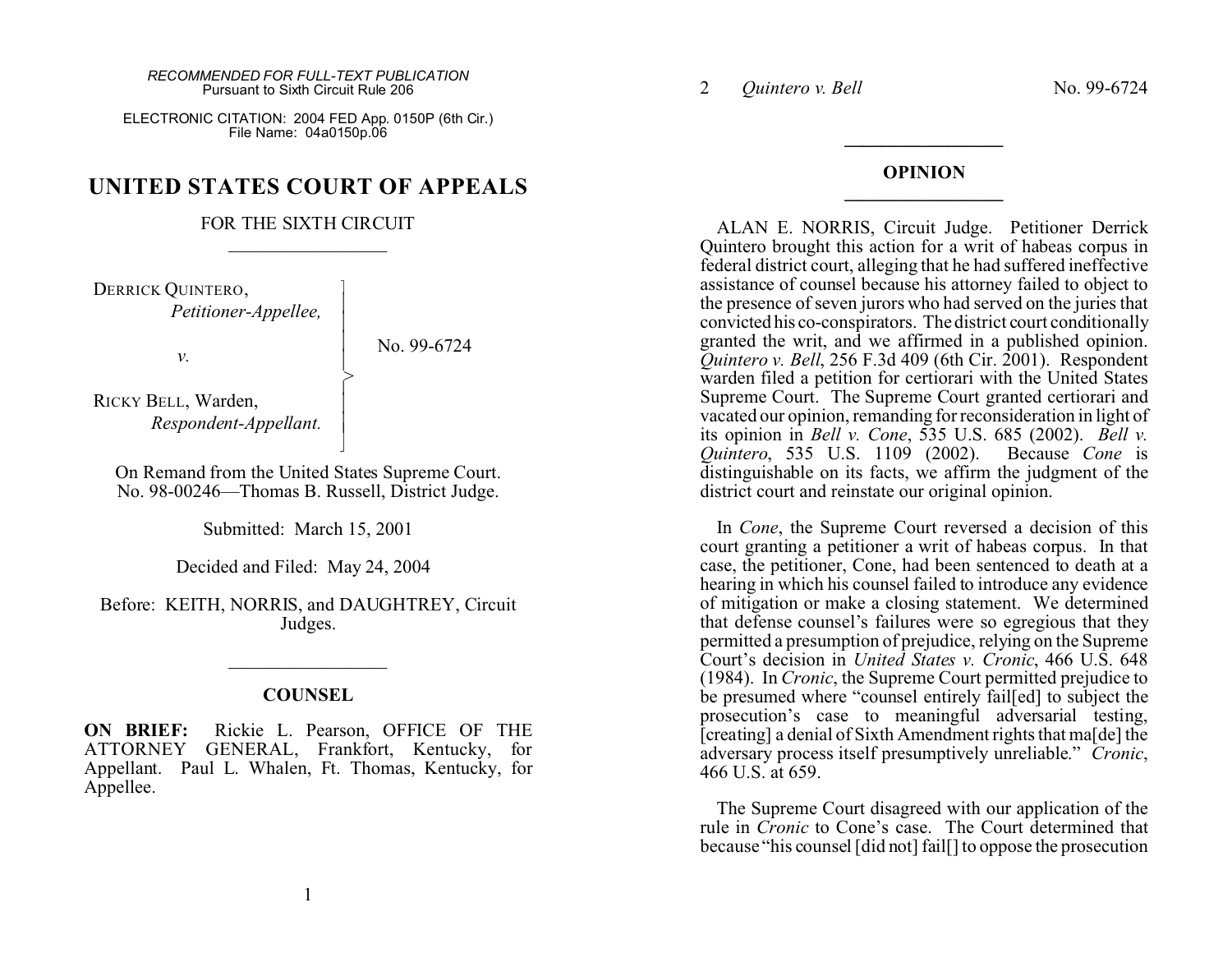*RECOMMENDED FOR FULL-TEXT PUBLICATION*
Pursuant to Sixth Circuit Rule 206

ELECTRONIC CITATION: 2004 FED App. 0150P (6th Cir.)
File Name: 04a0150p.06

# UNITED STATES COURT OF APPEALS

## FOR THE SIXTH CIRCUIT

---

DERRICK QUINTERO,
*Petitioner-Appellee,*

*v.*

RICKY BELL, Warden,
*Respondent-Appellant.*

No. 99-6724

On Remand from the United States Supreme Court.
No. 98-00246—Thomas B. Russell, District Judge.

Submitted: March 15, 2001

Decided and Filed: May 24, 2004

Before: KEITH, NORRIS, and DAUGHTREY, Circuit Judges.

---

## COUNSEL

**ON BRIEF:** Rickie L. Pearson, OFFICE OF THE ATTORNEY GENERAL, Frankfort, Kentucky, for Appellant. Paul L. Whalen, Ft. Thomas, Kentucky, for Appellee.

---

## OPINION

---

ALAN E. NORRIS, Circuit Judge. Petitioner Derrick Quintero brought this action for a writ of habeas corpus in federal district court, alleging that he had suffered ineffective assistance of counsel because his attorney failed to object to the presence of seven jurors who had served on the juries that convicted his co-conspirators. The district court conditionally granted the writ, and we affirmed in a published opinion. *Quintero v. Bell*, 256 F.3d 409 (6th Cir. 2001). Respondent warden filed a petition for certiorari with the United States Supreme Court. The Supreme Court granted certiorari and vacated our opinion, remanding for reconsideration in light of its opinion in *Bell v. Cone*, 535 U.S. 685 (2002). *Bell v. Quintero*, 535 U.S. 1109 (2002). Because *Cone* is distinguishable on its facts, we affirm the judgment of the district court and reinstate our original opinion.

In *Cone*, the Supreme Court reversed a decision of this court granting a petitioner a writ of habeas corpus. In that case, the petitioner, Cone, had been sentenced to death at a hearing in which his counsel failed to introduce any evidence of mitigation or make a closing statement. We determined that defense counsel's failures were so egregious that they permitted a presumption of prejudice, relying on the Supreme Court's decision in *United States v. Cronic*, 466 U.S. 648 (1984). In *Cronic*, the Supreme Court permitted prejudice to be presumed where "counsel entirely fail[ed] to subject the prosecution's case to meaningful adversarial testing, [creating] a denial of Sixth Amendment rights that ma[de] the adversary process itself presumptively unreliable." *Cronic*, 466 U.S. at 659.

The Supreme Court disagreed with our application of the rule in *Cronic* to Cone's case. The Court determined that because "his counsel [did not] fail[] to oppose the prosecution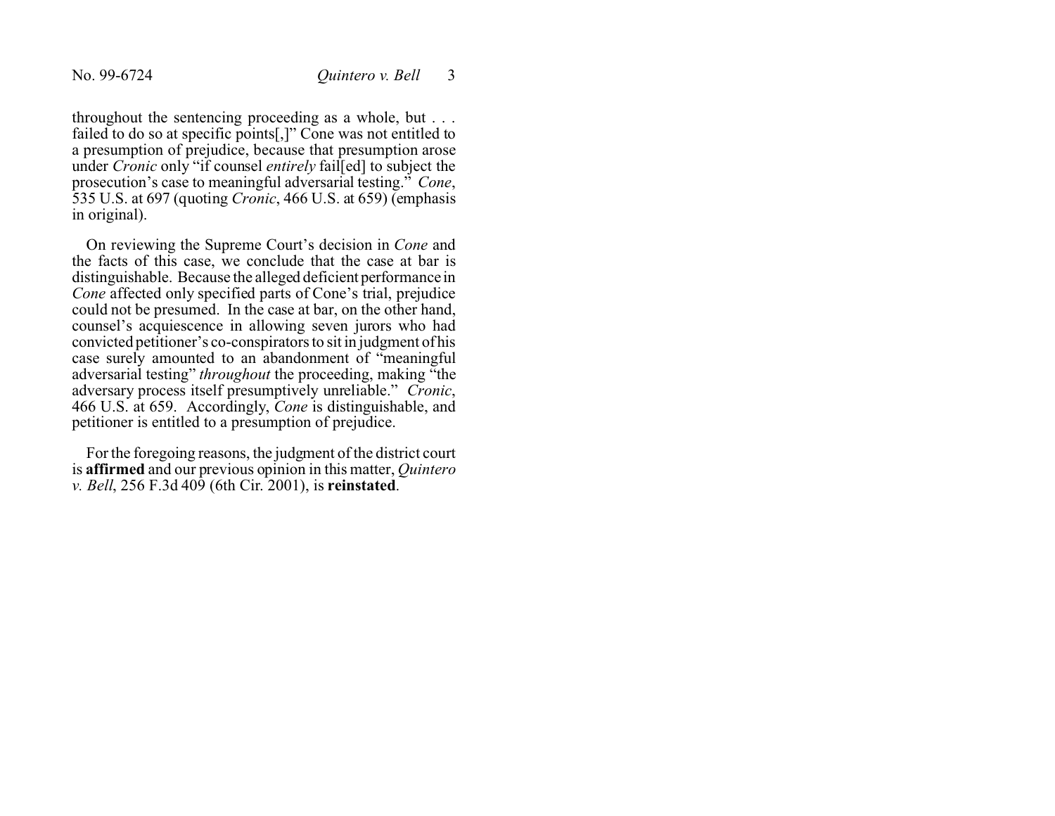throughout the sentencing proceeding as a whole, but . . . failed to do so at specific points[,]" Cone was not entitled to a presumption of prejudice, because that presumption arose under *Cronic* only "if counsel *entirely* fail[ed] to subject the prosecution's case to meaningful adversarial testing." *Cone*, 535 U.S. at 697 (quoting *Cronic*, 466 U.S. at 659) (emphasis in original).

On reviewing the Supreme Court's decision in *Cone* and the facts of this case, we conclude that the case at bar is distinguishable. Because the alleged deficient performance in *Cone* affected only specified parts of Cone's trial, prejudice could not be presumed. In the case at bar, on the other hand, counsel's acquiescence in allowing seven jurors who had convicted petitioner's co-conspirators to sit in judgment of his case surely amounted to an abandonment of "meaningful adversarial testing" *throughout* the proceeding, making "the adversary process itself presumptively unreliable." *Cronic*, 466 U.S. at 659. Accordingly, *Cone* is distinguishable, and petitioner is entitled to a presumption of prejudice.

For the foregoing reasons, the judgment of the district court is **affirmed** and our previous opinion in this matter, *Quintero v. Bell*, 256 F.3d 409 (6th Cir. 2001), is **reinstated**.